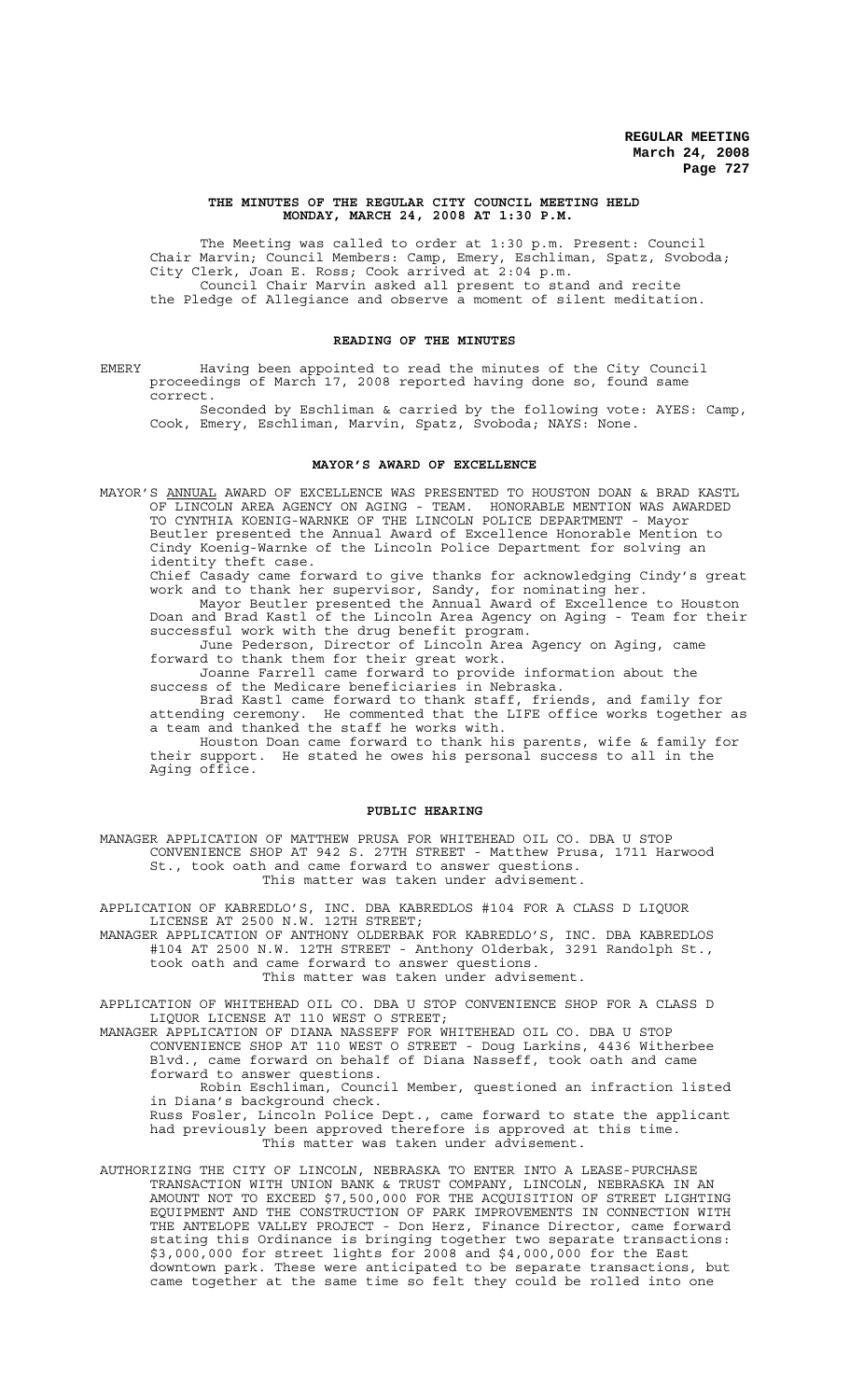# THE MINUTES OF THE REGULAR CITY COUNCIL MEETING HELD MONDAY, MARCH 24, 2008 AT 1:30 P.M.

The Meeting was called to order at 1:30 p.m. Present: Council Chair Marvin; Council Members: Camp, Emery, Eschliman, Spatz, Svoboda; City Clerk, Joan E. Ross; Cook arrived at 2:04 p.m.

Council Chair Marvin asked all present to stand and recite the Pledge of Allegiance and observe a moment of silent meditation.

## READING OF THE MINUTES

EMERY Having been appointed to read the minutes of the City Council proceedings of March 17, 2008 reported having done so, found same correct.

Seconded by Eschliman & carried by the following vote: AYES: Camp, Cook, Emery, Eschliman, Marvin, Spatz, Svoboda; NAYS: None.

## MAYOR'S AWARD OF EXCELLENCE

MAYOR'S ANNUAL AWARD OF EXCELLENCE WAS PRESENTED TO HOUSTON DOAN & BRAD KASTL OF LINCOLN AREA AGENCY ON AGING - TEAM. HONORABLE MENTION WAS AWARDED TO CYNTHIA KOENIG-WARNKE OF THE LINCOLN POLICE DEPARTMENT - Mayor Beutler presented the Annual Award of Excellence Honorable Mention to Cindy Koenig-Warnke of the Lincoln Police Department for solving an identity theft case.

Chief Casady came forward to give thanks for acknowledging Cindy's great work and to thank her supervisor, Sandy, for nominating her.

Mayor Beutler presented the Annual Award of Excellence to Houston Doan and Brad Kastl of the Lincoln Area Agency on Aging - Team for their successful work with the drug benefit program.

June Pederson, Director of Lincoln Area Agency on Aging, came forward to thank them for their great work.

Joanne Farrell came forward to provide information about the success of the Medicare beneficiaries in Nebraska.

Brad Kastl came forward to thank staff, friends, and family for attending ceremony. He commented that the LIFE office works together as a team and thanked the staff he works with.

Houston Doan came forward to thank his parents, wife & family for their support. He stated he owes his personal success to all in the Aging office.

## PUBLIC HEARING

MANAGER APPLICATION OF MATTHEW PRUSA FOR WHITEHEAD OIL CO. DBA U STOP CONVENIENCE SHOP AT 942 S. 27TH STREET - Matthew Prusa, 1711 Harwood St., took oath and came forward to answer questions.

This matter was taken under advisement.

APPLICATION OF KABREDLO'S, INC. DBA KABREDLOS #104 FOR A CLASS D LIQUOR LICENSE AT 2500 N.W. 12TH STREET;

MANAGER APPLICATION OF ANTHONY OLDERBAK FOR KABREDLO'S, INC. DBA KABREDLOS #104 AT 2500 N.W. 12TH STREET - Anthony Olderbak, 3291 Randolph St., took oath and came forward to answer questions.

This matter was taken under advisement.

APPLICATION OF WHITEHEAD OIL CO. DBA U STOP CONVENIENCE SHOP FOR A CLASS D LIQUOR LICENSE AT 110 WEST O STREET;

MANAGER APPLICATION OF DIANA NASSEFF FOR WHITEHEAD OIL CO. DBA U STOP CONVENIENCE SHOP AT 110 WEST O STREET - Doug Larkins, 4436 Witherbee Blvd., came forward on behalf of Diana Nasseff, took oath and came forward to answer questions.

Robin Eschliman, Council Member, questioned an infraction listed in Diana's background check.

Russ Fosler, Lincoln Police Dept., came forward to state the applicant had previously been approved therefore is approved at this time.

This matter was taken under advisement.

AUTHORIZING THE CITY OF LINCOLN, NEBRASKA TO ENTER INTO A LEASE-PURCHASE TRANSACTION WITH UNION BANK & TRUST COMPANY, LINCOLN, NEBRASKA IN AN AMOUNT NOT TO EXCEED $7,500,000 FOR THE ACQUISITION OF STREET LIGHTING EQUIPMENT AND THE CONSTRUCTION OF PARK IMPROVEMENTS IN CONNECTION WITH THE ANTELOPE VALLEY PROJECT - Don Herz, Finance Director, came forward stating this Ordinance is bringing together two separate transactions: $3,000,000 for street lights for 2008 and $4,000,000 for the East downtown park. These were anticipated to be separate transactions, but came together at the same time so felt they could be rolled into one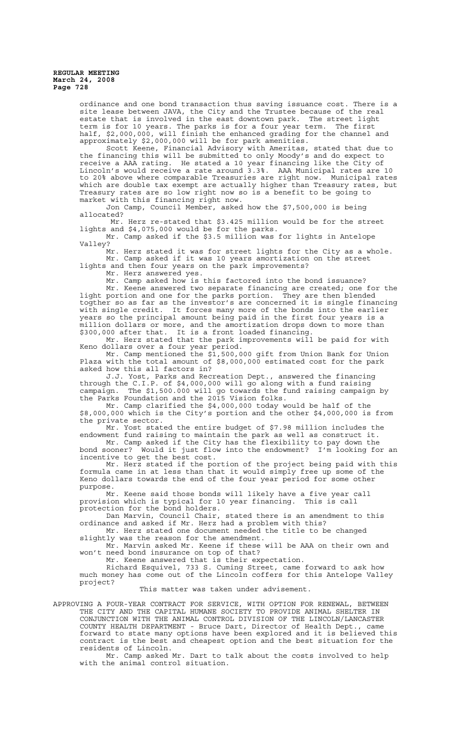ordinance and one bond transaction thus saving issuance cost. There is a site lease between JAVA, the City and the Trustee because of the real estate that is involved in the east downtown park. The street light term is for 10 years. The parks is for a four year term. The first half, $2,000,000, will finish the enhanced grading for the channel and approximately $2,000,000 will be for park amenities.

Scott Keene, Financial Advisory with Ameritas, stated that due to the financing this will be submitted to only Moody's and do expect to receive a AAA rating. He stated a 10 year financing like the City of Lincoln's would receive a rate around 3.3%. AAA Municipal rates are 10 to 20% above where comparable Treasuries are right now. Municipal rates which are double tax exempt are actually higher than Treasury rates, but Treasury rates are so low right now so is a benefit to be going to market with this financing right now.

Jon Camp, Council Member, asked how the $7,500,000 is being allocated?

Mr. Herz re-stated that $3.425 million would be for the street lights and $4,075,000 would be for the parks.

Mr. Camp asked if the $3.5 million was for lights in Antelope Valley?

Mr. Herz stated it was for street lights for the City as a whole.

Mr. Camp asked if it was 10 years amortization on the street lights and then four years on the park improvements?

Mr. Herz answered yes.

Mr. Camp asked how is this factored into the bond issuance?

Mr. Keene answered two separate financing are created; one for the light portion and one for the parks portion. They are then blended togther so as far as the investor's are concerned it is single financing with single credit. It forces many more of the bonds into the earlier years so the principal amount being paid in the first four years is a million dollars or more, and the amortization drops down to more than $300,000 after that. It is a front loaded financing.

Mr. Herz stated that the park improvements will be paid for with Keno dollars over a four year period.

Mr. Camp mentioned the $1,500,000 gift from Union Bank for Union Plaza with the total amount of $8,000,000 estimated cost for the park asked how this all factors in?

J.J. Yost, Parks and Recreation Dept., answered the financing through the C.I.P. of $4,000,000 will go along with a fund raising campaign. The $1,500.000 will go towards the fund raising campaign by the Parks Foundation and the 2015 Vision folks.

Mr. Camp clarified the $4,000,000 today would be half of the $8,000,000 which is the City's portion and the other $4,000,000 is from the private sector.

Mr. Yost stated the entire budget of $7.98 million includes the endowment fund raising to maintain the park as well as construct it.

Mr. Camp asked if the City has the flexibility to pay down the bond sooner? Would it just flow into the endowment? I'm looking for an incentive to get the best cost.

Mr. Herz stated if the portion of the project being paid with this formula came in at less than that it would simply free up some of the Keno dollars towards the end of the four year period for some other purpose.

Mr. Keene said those bonds will likely have a five year call provision which is typical for 10 year financing. This is call protection for the bond holders.

Dan Marvin, Council Chair, stated there is an amendment to this ordinance and asked if Mr. Herz had a problem with this?

Mr. Herz stated one document needed the title to be changed slightly was the reason for the amendment.

Mr. Marvin asked Mr. Keene if these will be AAA on their own and won't need bond insurance on top of that?

Mr. Keene answered that is their expectation.

Richard Esquivel, 733 S. Cuming Street, came forward to ask how much money has come out of the Lincoln coffers for this Antelope Valley project?

This matter was taken under advisement.

APPROVING A FOUR-YEAR CONTRACT FOR SERVICE, WITH OPTION FOR RENEWAL, BETWEEN THE CITY AND THE CAPITAL HUMANE SOCIETY TO PROVIDE ANIMAL SHELTER IN CONJUNCTION WITH THE ANIMAL CONTROL DIVISION OF THE LINCOLN/LANCASTER COUNTY HEALTH DEPARTMENT - Bruce Dart, Director of Health Dept., came forward to state many options have been explored and it is believed this contract is the best and cheapest option and the best situation for the residents of Lincoln.

Mr. Camp asked Mr. Dart to talk about the costs involved to help with the animal control situation.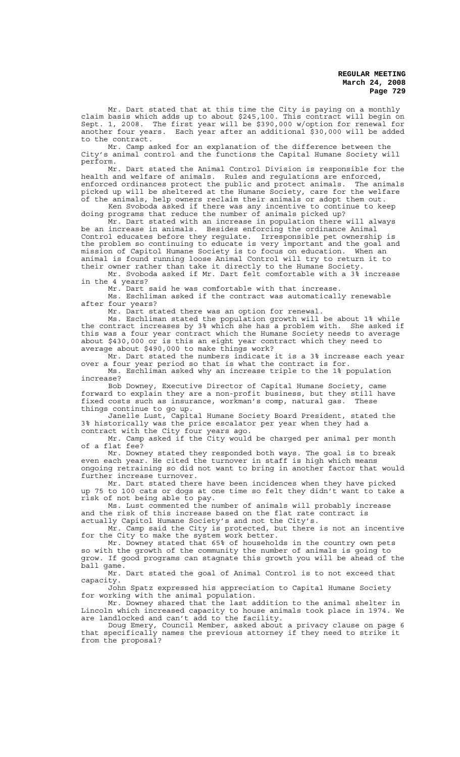Mr. Dart stated that at this time the City is paying on a monthly claim basis which adds up to about $245,100. This contract will begin on Sept. 1, 2008. The first year will be $390,000 w/option for renewal for another four years. Each year after an additional $30,000 will be added to the contract.

Mr. Camp asked for an explanation of the difference between the City's animal control and the functions the Capital Humane Society will perform.

Mr. Dart stated the Animal Control Division is responsible for the health and welfare of animals. Rules and regulations are enforced, enforced ordinances protect the public and protect animals. The animals picked up will be sheltered at the Humane Society, care for the welfare of the animals, help owners reclaim their animals or adopt them out.

Ken Svoboda asked if there was any incentive to continue to keep doing programs that reduce the number of animals picked up?

Mr. Dart stated with an increase in population there will always be an increase in animals. Besides enforcing the ordinance Animal Control educates before they regulate. Irresponsible pet ownership is the problem so continuing to educate is very important and the goal and mission of Capitol Humane Society is to focus on education. When an animal is found running loose Animal Control will try to return it to their owner rather than take it directly to the Humane Society.

Mr. Svoboda asked if Mr. Dart felt comfortable with a 3% increase in the 4 years?

Mr. Dart said he was comfortable with that increase.

Ms. Eschliman asked if the contract was automatically renewable after four years?

Mr. Dart stated there was an option for renewal.

Ms. Eschliman stated the population growth will be about 1% while the contract increases by 3% which she has a problem with. She asked if this was a four year contract which the Humane Society needs to average about $430,000 or is this an eight year contract which they need to average about $490,000 to make things work?

Mr. Dart stated the numbers indicate it is a 3% increase each year over a four year period so that is what the contract is for.

Ms. Eschliman asked why an increase triple to the 1% population increase?

Bob Downey, Executive Director of Capital Humane Society, came forward to explain they are a non-profit business, but they still have fixed costs such as insurance, workman's comp, natural gas. These things continue to go up.

Janelle Lust, Capital Humane Society Board President, stated the 3% historically was the price escalator per year when they had a contract with the City four years ago.

Mr. Camp asked if the City would be charged per animal per month of a flat fee?

Mr. Downey stated they responded both ways. The goal is to break even each year. He cited the turnover in staff is high which means ongoing retraining so did not want to bring in another factor that would further increase turnover.

Mr. Dart stated there have been incidences when they have picked up 75 to 100 cats or dogs at one time so felt they didn't want to take a risk of not being able to pay.

Ms. Lust commented the number of animals will probably increase and the risk of this increase based on the flat rate contract is actually Capitol Humane Society's and not the City's.

Mr. Camp said the City is protected, but there is not an incentive for the City to make the system work better.

Mr. Downey stated that 65% of households in the country own pets so with the growth of the community the number of animals is going to grow. If good programs can stagnate this growth you will be ahead of the ball game.

Mr. Dart stated the goal of Animal Control is to not exceed that capacity.

John Spatz expressed his appreciation to Capital Humane Society for working with the animal population.

Mr. Downey shared that the last addition to the animal shelter in Lincoln which increased capacity to house animals took place in 1974. We are landlocked and can't add to the facility.

Doug Emery, Council Member, asked about a privacy clause on page 6 that specifically names the previous attorney if they need to strike it from the proposal?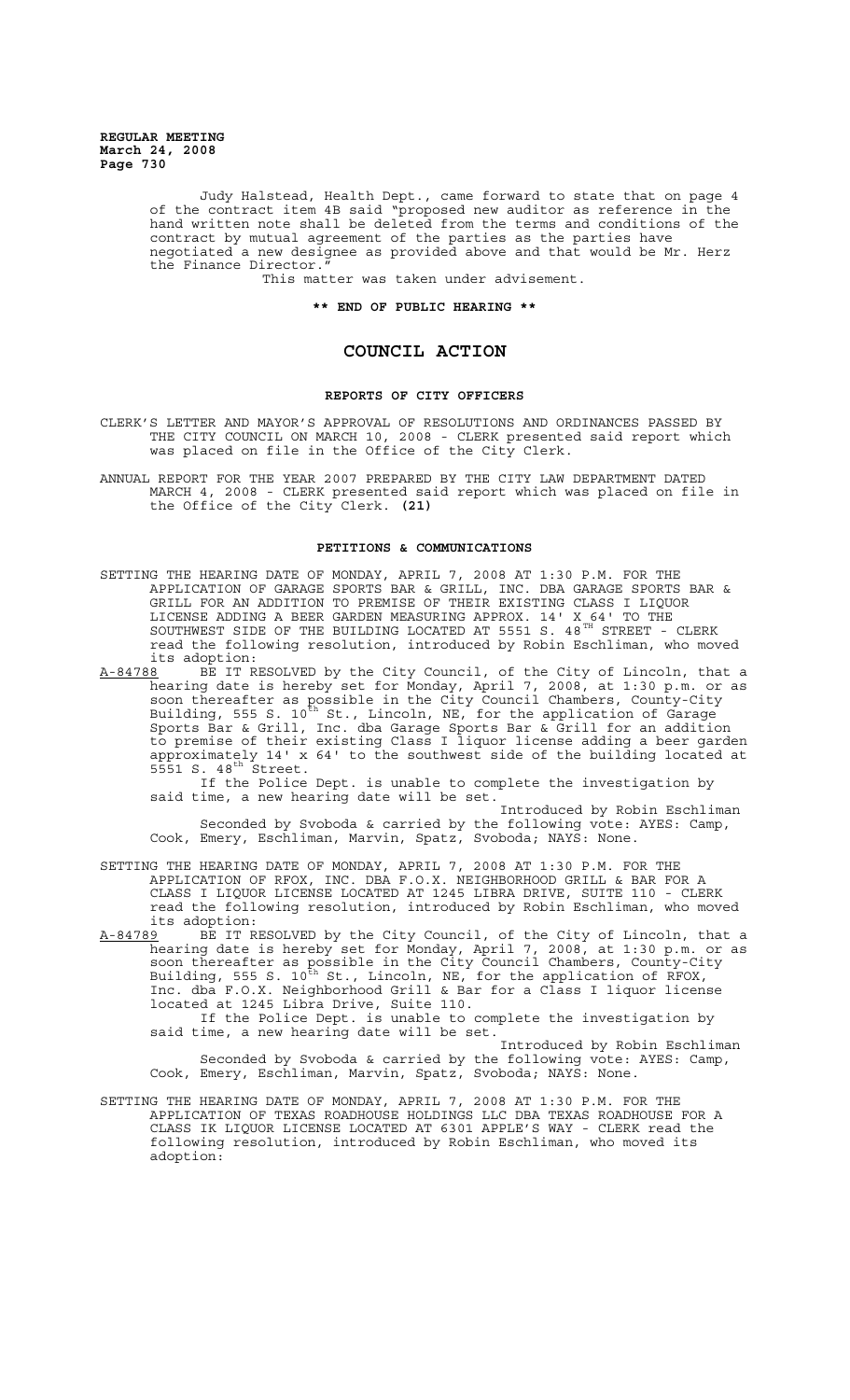Judy Halstead, Health Dept., came forward to state that on page 4 of the contract item 4B said "proposed new auditor as reference in the hand written note shall be deleted from the terms and conditions of the contract by mutual agreement of the parties as the parties have negotiated a new designee as provided above and that would be Mr. Herz the Finance Director."

This matter was taken under advisement.

**\*\* END OF PUBLIC HEARING \*\***

## COUNCIL ACTION

### REPORTS OF CITY OFFICERS

CLERK'S LETTER AND MAYOR'S APPROVAL OF RESOLUTIONS AND ORDINANCES PASSED BY THE CITY COUNCIL ON MARCH 10, 2008 - CLERK presented said report which was placed on file in the Office of the City Clerk.

ANNUAL REPORT FOR THE YEAR 2007 PREPARED BY THE CITY LAW DEPARTMENT DATED MARCH 4, 2008 - CLERK presented said report which was placed on file in the Office of the City Clerk. **(21)**

### PETITIONS & COMMUNICATIONS

SETTING THE HEARING DATE OF MONDAY, APRIL 7, 2008 AT 1:30 P.M. FOR THE APPLICATION OF GARAGE SPORTS BAR & GRILL, INC. DBA GARAGE SPORTS BAR & GRILL FOR AN ADDITION TO PREMISE OF THEIR EXISTING CLASS I LIQUOR LICENSE ADDING A BEER GARDEN MEASURING APPROX. 14' X 64' TO THE SOUTHWEST SIDE OF THE BUILDING LOCATED AT 5551 S. 48TH STREET - CLERK read the following resolution, introduced by Robin Eschliman, who moved its adoption:

A-84788 BE IT RESOLVED by the City Council, of the City of Lincoln, that a hearing date is hereby set for Monday, April 7, 2008, at 1:30 p.m. or as soon thereafter as possible in the City Council Chambers, County-City Building, 555 S. 10th St., Lincoln, NE, for the application of Garage Sports Bar & Grill, Inc. dba Garage Sports Bar & Grill for an addition to premise of their existing Class I liquor license adding a beer garden approximately 14' x 64' to the southwest side of the building located at 5551 S. 48th Street.

If the Police Dept. is unable to complete the investigation by said time, a new hearing date will be set.

Introduced by Robin Eschliman

Seconded by Svoboda & carried by the following vote: AYES: Camp, Cook, Emery, Eschliman, Marvin, Spatz, Svoboda; NAYS: None.

SETTING THE HEARING DATE OF MONDAY, APRIL 7, 2008 AT 1:30 P.M. FOR THE APPLICATION OF RFOX, INC. DBA F.O.X. NEIGHBORHOOD GRILL & BAR FOR A CLASS I LIQUOR LICENSE LOCATED AT 1245 LIBRA DRIVE, SUITE 110 - CLERK read the following resolution, introduced by Robin Eschliman, who moved its adoption:

A-84789 BE IT RESOLVED by the City Council, of the City of Lincoln, that a hearing date is hereby set for Monday, April 7, 2008, at 1:30 p.m. or as soon thereafter as possible in the City Council Chambers, County-City Building, 555 S. 10th St., Lincoln, NE, for the application of RFOX, Inc. dba F.O.X. Neighborhood Grill & Bar for a Class I liquor license located at 1245 Libra Drive, Suite 110.

If the Police Dept. is unable to complete the investigation by said time, a new hearing date will be set.

Introduced by Robin Eschliman

Seconded by Svoboda & carried by the following vote: AYES: Camp, Cook, Emery, Eschliman, Marvin, Spatz, Svoboda; NAYS: None.

SETTING THE HEARING DATE OF MONDAY, APRIL 7, 2008 AT 1:30 P.M. FOR THE APPLICATION OF TEXAS ROADHOUSE HOLDINGS LLC DBA TEXAS ROADHOUSE FOR A CLASS IK LIQUOR LICENSE LOCATED AT 6301 APPLE'S WAY - CLERK read the following resolution, introduced by Robin Eschliman, who moved its adoption: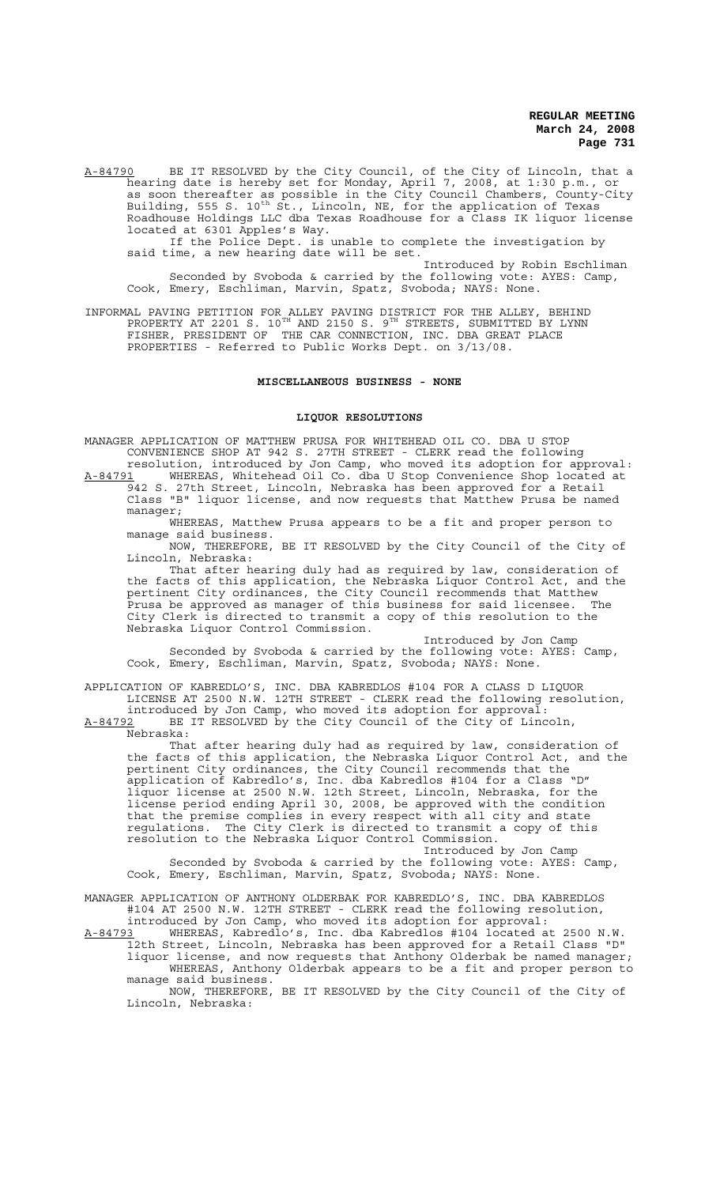A-84790 BE IT RESOLVED by the City Council, of the City of Lincoln, that a hearing date is hereby set for Monday, April 7, 2008, at 1:30 p.m., or as soon thereafter as possible in the City Council Chambers, County-City Building, 555 S. 10th St., Lincoln, NE, for the application of Texas Roadhouse Holdings LLC dba Texas Roadhouse for a Class IK liquor license located at 6301 Apples's Way.

If the Police Dept. is unable to complete the investigation by said time, a new hearing date will be set.

Introduced by Robin Eschliman

Seconded by Svoboda & carried by the following vote: AYES: Camp, Cook, Emery, Eschliman, Marvin, Spatz, Svoboda; NAYS: None.

INFORMAL PAVING PETITION FOR ALLEY PAVING DISTRICT FOR THE ALLEY, BEHIND PROPERTY AT 2201 S. 10TH AND 2150 S. 9TH STREETS, SUBMITTED BY LYNN FISHER, PRESIDENT OF THE CAR CONNECTION, INC. DBA GREAT PLACE PROPERTIES - Referred to Public Works Dept. on 3/13/08.

## MISCELLANEOUS BUSINESS - NONE

## LIQUOR RESOLUTIONS

MANAGER APPLICATION OF MATTHEW PRUSA FOR WHITEHEAD OIL CO. DBA U STOP CONVENIENCE SHOP AT 942 S. 27TH STREET - CLERK read the following resolution, introduced by Jon Camp, who moved its adoption for approval:

A-84791 WHEREAS, Whitehead Oil Co. dba U Stop Convenience Shop located at 942 S. 27th Street, Lincoln, Nebraska has been approved for a Retail Class "B" liquor license, and now requests that Matthew Prusa be named manager;

WHEREAS, Matthew Prusa appears to be a fit and proper person to manage said business.

NOW, THEREFORE, BE IT RESOLVED by the City Council of the City of Lincoln, Nebraska:

That after hearing duly had as required by law, consideration of the facts of this application, the Nebraska Liquor Control Act, and the pertinent City ordinances, the City Council recommends that Matthew Prusa be approved as manager of this business for said licensee. The City Clerk is directed to transmit a copy of this resolution to the Nebraska Liquor Control Commission.

Introduced by Jon Camp

Seconded by Svoboda & carried by the following vote: AYES: Camp, Cook, Emery, Eschliman, Marvin, Spatz, Svoboda; NAYS: None.

APPLICATION OF KABREDLO'S, INC. DBA KABREDLOS #104 FOR A CLASS D LIQUOR LICENSE AT 2500 N.W. 12TH STREET - CLERK read the following resolution, introduced by Jon Camp, who moved its adoption for approval:

A-84792 BE IT RESOLVED by the City Council of the City of Lincoln, Nebraska:

That after hearing duly had as required by law, consideration of the facts of this application, the Nebraska Liquor Control Act, and the pertinent City ordinances, the City Council recommends that the application of Kabredlo's, Inc. dba Kabredlos #104 for a Class "D" liquor license at 2500 N.W. 12th Street, Lincoln, Nebraska, for the license period ending April 30, 2008, be approved with the condition that the premise complies in every respect with all city and state regulations. The City Clerk is directed to transmit a copy of this resolution to the Nebraska Liquor Control Commission.

Introduced by Jon Camp

Seconded by Svoboda & carried by the following vote: AYES: Camp, Cook, Emery, Eschliman, Marvin, Spatz, Svoboda; NAYS: None.

MANAGER APPLICATION OF ANTHONY OLDERBAK FOR KABREDLO'S, INC. DBA KABREDLOS #104 AT 2500 N.W. 12TH STREET - CLERK read the following resolution, introduced by Jon Camp, who moved its adoption for approval:

A-84793 WHEREAS, Kabredlo's, Inc. dba Kabredlos #104 located at 2500 N.W. 12th Street, Lincoln, Nebraska has been approved for a Retail Class "D" liquor license, and now requests that Anthony Olderbak be named manager;

WHEREAS, Anthony Olderbak appears to be a fit and proper person to manage said business.

NOW, THEREFORE, BE IT RESOLVED by the City Council of the City of Lincoln, Nebraska: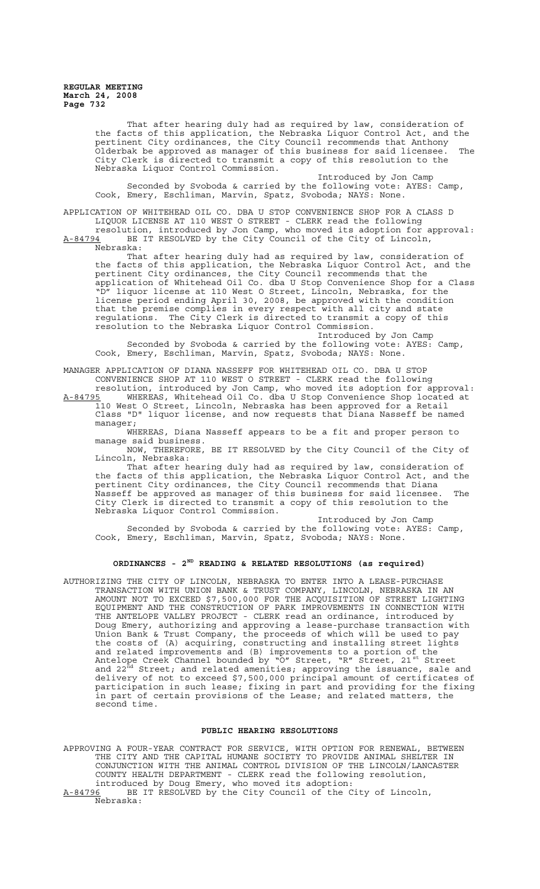That after hearing duly had as required by law, consideration of the facts of this application, the Nebraska Liquor Control Act, and the pertinent City ordinances, the City Council recommends that Anthony Olderbak be approved as manager of this business for said licensee. The City Clerk is directed to transmit a copy of this resolution to the Nebraska Liquor Control Commission.

Introduced by Jon Camp

Seconded by Svoboda & carried by the following vote: AYES: Camp, Cook, Emery, Eschliman, Marvin, Spatz, Svoboda; NAYS: None.

APPLICATION OF WHITEHEAD OIL CO. DBA U STOP CONVENIENCE SHOP FOR A CLASS D LIQUOR LICENSE AT 110 WEST O STREET - CLERK read the following resolution, introduced by Jon Camp, who moved its adoption for approval:

A-84794 BE IT RESOLVED by the City Council of the City of Lincoln, Nebraska:

That after hearing duly had as required by law, consideration of the facts of this application, the Nebraska Liquor Control Act, and the pertinent City ordinances, the City Council recommends that the application of Whitehead Oil Co. dba U Stop Convenience Shop for a Class "D" liquor license at 110 West O Street, Lincoln, Nebraska, for the license period ending April 30, 2008, be approved with the condition that the premise complies in every respect with all city and state regulations. The City Clerk is directed to transmit a copy of this resolution to the Nebraska Liquor Control Commission.

Introduced by Jon Camp

Seconded by Svoboda & carried by the following vote: AYES: Camp, Cook, Emery, Eschliman, Marvin, Spatz, Svoboda; NAYS: None.

MANAGER APPLICATION OF DIANA NASSEFF FOR WHITEHEAD OIL CO. DBA U STOP CONVENIENCE SHOP AT 110 WEST O STREET - CLERK read the following resolution, introduced by Jon Camp, who moved its adoption for approval:

A-84795 WHEREAS, Whitehead Oil Co. dba U Stop Convenience Shop located at 110 West O Street, Lincoln, Nebraska has been approved for a Retail Class "D" liquor license, and now requests that Diana Nasseff be named manager;

WHEREAS, Diana Nasseff appears to be a fit and proper person to manage said business.

NOW, THEREFORE, BE IT RESOLVED by the City Council of the City of Lincoln, Nebraska:

That after hearing duly had as required by law, consideration of the facts of this application, the Nebraska Liquor Control Act, and the pertinent City ordinances, the City Council recommends that Diana Nasseff be approved as manager of this business for said licensee. The City Clerk is directed to transmit a copy of this resolution to the Nebraska Liquor Control Commission.

Introduced by Jon Camp

Seconded by Svoboda & carried by the following vote: AYES: Camp, Cook, Emery, Eschliman, Marvin, Spatz, Svoboda; NAYS: None.

## ORDINANCES - 2[ND] READING & RELATED RESOLUTIONS (as required)

AUTHORIZING THE CITY OF LINCOLN, NEBRASKA TO ENTER INTO A LEASE-PURCHASE TRANSACTION WITH UNION BANK & TRUST COMPANY, LINCOLN, NEBRASKA IN AN AMOUNT NOT TO EXCEED $7,500,000 FOR THE ACQUISITION OF STREET LIGHTING EQUIPMENT AND THE CONSTRUCTION OF PARK IMPROVEMENTS IN CONNECTION WITH THE ANTELOPE VALLEY PROJECT - CLERK read an ordinance, introduced by Doug Emery, authorizing and approving a lease-purchase transaction with Union Bank & Trust Company, the proceeds of which will be used to pay the costs of (A) acquiring, constructing and installing street lights and related improvements and (B) improvements to a portion of the Antelope Creek Channel bounded by "O" Street, "R" Street, 21[st] Street and 22[nd] Street; and related amenities; approving the issuance, sale and delivery of not to exceed $7,500,000 principal amount of certificates of participation in such lease; fixing in part and providing for the fixing in part of certain provisions of the Lease; and related matters, the second time.

## PUBLIC HEARING RESOLUTIONS

APPROVING A FOUR-YEAR CONTRACT FOR SERVICE, WITH OPTION FOR RENEWAL, BETWEEN THE CITY AND THE CAPITAL HUMANE SOCIETY TO PROVIDE ANIMAL SHELTER IN CONJUNCTION WITH THE ANIMAL CONTROL DIVISION OF THE LINCOLN/LANCASTER COUNTY HEALTH DEPARTMENT - CLERK read the following resolution, introduced by Doug Emery, who moved its adoption:

A-84796 BE IT RESOLVED by the City Council of the City of Lincoln, Nebraska: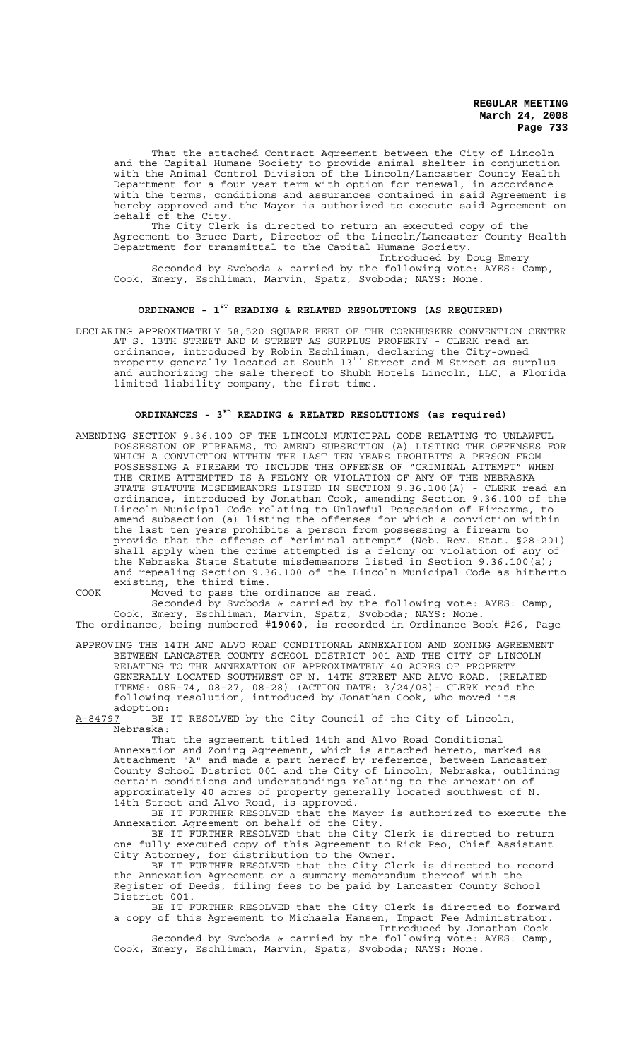That the attached Contract Agreement between the City of Lincoln and the Capital Humane Society to provide animal shelter in conjunction with the Animal Control Division of the Lincoln/Lancaster County Health Department for a four year term with option for renewal, in accordance with the terms, conditions and assurances contained in said Agreement is hereby approved and the Mayor is authorized to execute said Agreement on behalf of the City.

The City Clerk is directed to return an executed copy of the Agreement to Bruce Dart, Director of the Lincoln/Lancaster County Health Department for transmittal to the Capital Humane Society.

Introduced by Doug Emery

Seconded by Svoboda & carried by the following vote: AYES: Camp, Cook, Emery, Eschliman, Marvin, Spatz, Svoboda; NAYS: None.

## ORDINANCE - 1ST READING & RELATED RESOLUTIONS (AS REQUIRED)

DECLARING APPROXIMATELY 58,520 SQUARE FEET OF THE CORNHUSKER CONVENTION CENTER AT S. 13TH STREET AND M STREET AS SURPLUS PROPERTY - CLERK read an ordinance, introduced by Robin Eschliman, declaring the City-owned property generally located at South 13th Street and M Street as surplus and authorizing the sale thereof to Shubh Hotels Lincoln, LLC, a Florida limited liability company, the first time.

## ORDINANCES - 3RD READING & RELATED RESOLUTIONS (as required)

AMENDING SECTION 9.36.100 OF THE LINCOLN MUNICIPAL CODE RELATING TO UNLAWFUL POSSESSION OF FIREARMS, TO AMEND SUBSECTION (A) LISTING THE OFFENSES FOR WHICH A CONVICTION WITHIN THE LAST TEN YEARS PROHIBITS A PERSON FROM POSSESSING A FIREARM TO INCLUDE THE OFFENSE OF "CRIMINAL ATTEMPT" WHEN THE CRIME ATTEMPTED IS A FELONY OR VIOLATION OF ANY OF THE NEBRASKA STATE STATUTE MISDEMEANORS LISTED IN SECTION 9.36.100(A) - CLERK read an ordinance, introduced by Jonathan Cook, amending Section 9.36.100 of the Lincoln Municipal Code relating to Unlawful Possession of Firearms, to amend subsection (a) listing the offenses for which a conviction within the last ten years prohibits a person from possessing a firearm to provide that the offense of "criminal attempt" (Neb. Rev. Stat. §28-201) shall apply when the crime attempted is a felony or violation of any of the Nebraska State Statute misdemeanors listed in Section 9.36.100(a); and repealing Section 9.36.100 of the Lincoln Municipal Code as hitherto existing, the third time.

COOK Moved to pass the ordinance as read.

Seconded by Svoboda & carried by the following vote: AYES: Camp, Cook, Emery, Eschliman, Marvin, Spatz, Svoboda; NAYS: None.

The ordinance, being numbered **#19060**, is recorded in Ordinance Book #26, Page

APPROVING THE 14TH AND ALVO ROAD CONDITIONAL ANNEXATION AND ZONING AGREEMENT BETWEEN LANCASTER COUNTY SCHOOL DISTRICT 001 AND THE CITY OF LINCOLN RELATING TO THE ANNEXATION OF APPROXIMATELY 40 ACRES OF PROPERTY GENERALLY LOCATED SOUTHWEST OF N. 14TH STREET AND ALVO ROAD. (RELATED ITEMS: 08R-74, 08-27, 08-28) (ACTION DATE: 3/24/08)- CLERK read the following resolution, introduced by Jonathan Cook, who moved its adoption:

A-84797 BE IT RESOLVED by the City Council of the City of Lincoln, Nebraska:

That the agreement titled 14th and Alvo Road Conditional Annexation and Zoning Agreement, which is attached hereto, marked as Attachment "A" and made a part hereof by reference, between Lancaster County School District 001 and the City of Lincoln, Nebraska, outlining certain conditions and understandings relating to the annexation of approximately 40 acres of property generally located southwest of N. 14th Street and Alvo Road, is approved.

BE IT FURTHER RESOLVED that the Mayor is authorized to execute the Annexation Agreement on behalf of the City.

BE IT FURTHER RESOLVED that the City Clerk is directed to return one fully executed copy of this Agreement to Rick Peo, Chief Assistant City Attorney, for distribution to the Owner.

BE IT FURTHER RESOLVED that the City Clerk is directed to record the Annexation Agreement or a summary memorandum thereof with the Register of Deeds, filing fees to be paid by Lancaster County School District 001.

BE IT FURTHER RESOLVED that the City Clerk is directed to forward a copy of this Agreement to Michaela Hansen, Impact Fee Administrator.

Introduced by Jonathan Cook

Seconded by Svoboda & carried by the following vote: AYES: Camp, Cook, Emery, Eschliman, Marvin, Spatz, Svoboda; NAYS: None.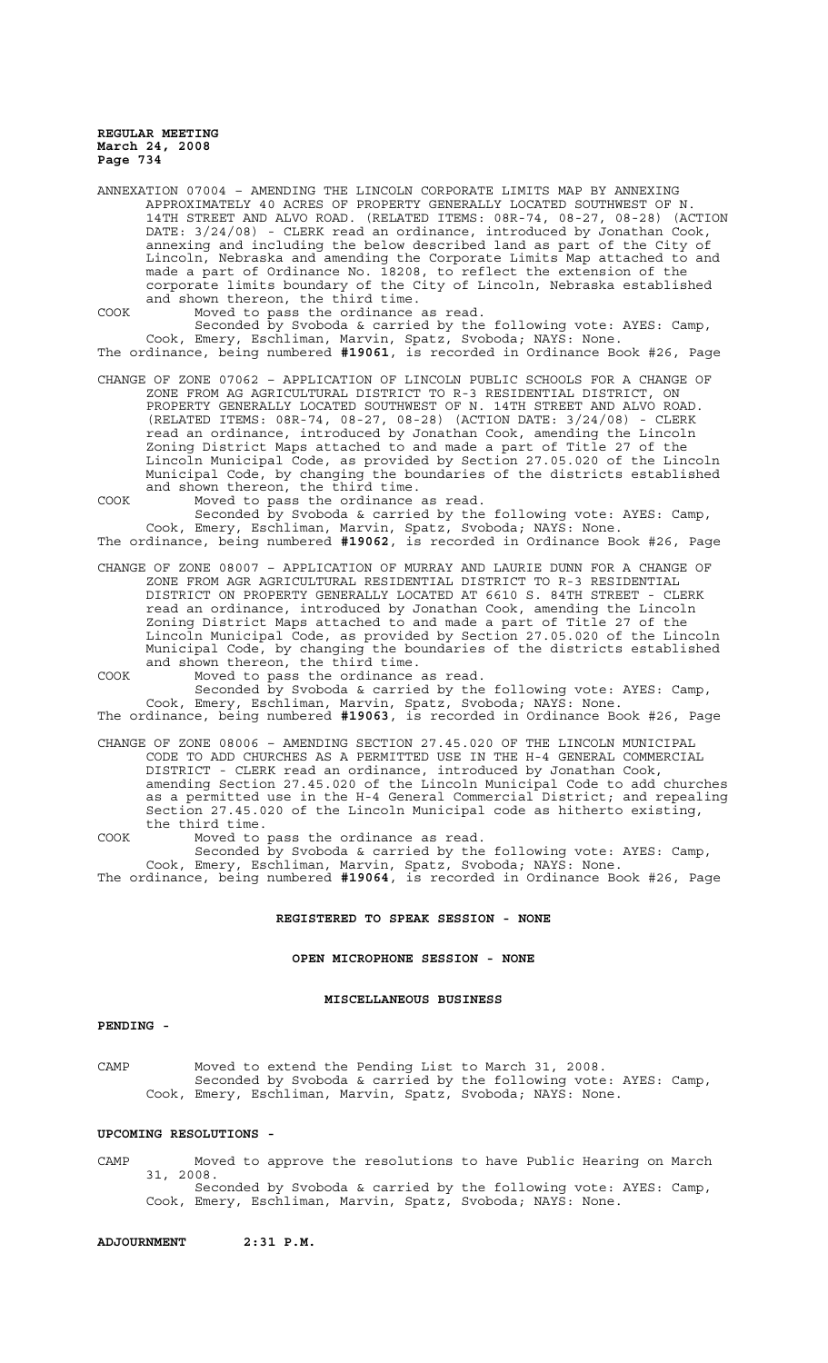ANNEXATION 07004 – AMENDING THE LINCOLN CORPORATE LIMITS MAP BY ANNEXING APPROXIMATELY 40 ACRES OF PROPERTY GENERALLY LOCATED SOUTHWEST OF N. 14TH STREET AND ALVO ROAD. (RELATED ITEMS: 08R-74, 08-27, 08-28) (ACTION DATE: 3/24/08) - CLERK read an ordinance, introduced by Jonathan Cook, annexing and including the below described land as part of the City of Lincoln, Nebraska and amending the Corporate Limits Map attached to and made a part of Ordinance No. 18208, to reflect the extension of the corporate limits boundary of the City of Lincoln, Nebraska established and shown thereon, the third time.

COOK Moved to pass the ordinance as read.

Seconded by Svoboda & carried by the following vote: AYES: Camp, Cook, Emery, Eschliman, Marvin, Spatz, Svoboda; NAYS: None.

The ordinance, being numbered **#19061**, is recorded in Ordinance Book #26, Page

CHANGE OF ZONE 07062 – APPLICATION OF LINCOLN PUBLIC SCHOOLS FOR A CHANGE OF ZONE FROM AG AGRICULTURAL DISTRICT TO R-3 RESIDENTIAL DISTRICT, ON PROPERTY GENERALLY LOCATED SOUTHWEST OF N. 14TH STREET AND ALVO ROAD. (RELATED ITEMS: 08R-74, 08-27, 08-28) (ACTION DATE: 3/24/08) - CLERK read an ordinance, introduced by Jonathan Cook, amending the Lincoln Zoning District Maps attached to and made a part of Title 27 of the Lincoln Municipal Code, as provided by Section 27.05.020 of the Lincoln Municipal Code, by changing the boundaries of the districts established and shown thereon, the third time.

COOK Moved to pass the ordinance as read.

Seconded by Svoboda & carried by the following vote: AYES: Camp, Cook, Emery, Eschliman, Marvin, Spatz, Svoboda; NAYS: None.

The ordinance, being numbered **#19062**, is recorded in Ordinance Book #26, Page

CHANGE OF ZONE 08007 – APPLICATION OF MURRAY AND LAURIE DUNN FOR A CHANGE OF ZONE FROM AGR AGRICULTURAL RESIDENTIAL DISTRICT TO R-3 RESIDENTIAL DISTRICT ON PROPERTY GENERALLY LOCATED AT 6610 S. 84TH STREET - CLERK read an ordinance, introduced by Jonathan Cook, amending the Lincoln Zoning District Maps attached to and made a part of Title 27 of the Lincoln Municipal Code, as provided by Section 27.05.020 of the Lincoln Municipal Code, by changing the boundaries of the districts established and shown thereon, the third time.

COOK Moved to pass the ordinance as read.

Seconded by Svoboda & carried by the following vote: AYES: Camp, Cook, Emery, Eschliman, Marvin, Spatz, Svoboda; NAYS: None.

The ordinance, being numbered **#19063**, is recorded in Ordinance Book #26, Page

CHANGE OF ZONE 08006 – AMENDING SECTION 27.45.020 OF THE LINCOLN MUNICIPAL CODE TO ADD CHURCHES AS A PERMITTED USE IN THE H-4 GENERAL COMMERCIAL DISTRICT - CLERK read an ordinance, introduced by Jonathan Cook, amending Section 27.45.020 of the Lincoln Municipal Code to add churches as a permitted use in the H-4 General Commercial District; and repealing Section 27.45.020 of the Lincoln Municipal code as hitherto existing, the third time.

COOK Moved to pass the ordinance as read.

Seconded by Svoboda & carried by the following vote: AYES: Camp, Cook, Emery, Eschliman, Marvin, Spatz, Svoboda; NAYS: None.

The ordinance, being numbered **#19064**, is recorded in Ordinance Book #26, Page

**REGISTERED TO SPEAK SESSION - NONE**

**OPEN MICROPHONE SESSION - NONE**

**MISCELLANEOUS BUSINESS**

**PENDING -**

CAMP Moved to extend the Pending List to March 31, 2008.

Seconded by Svoboda & carried by the following vote: AYES: Camp, Cook, Emery, Eschliman, Marvin, Spatz, Svoboda; NAYS: None.

**UPCOMING RESOLUTIONS -**

CAMP Moved to approve the resolutions to have Public Hearing on March 31, 2008.

Seconded by Svoboda & carried by the following vote: AYES: Camp, Cook, Emery, Eschliman, Marvin, Spatz, Svoboda; NAYS: None.

**ADJOURNMENT 2:31 P.M.**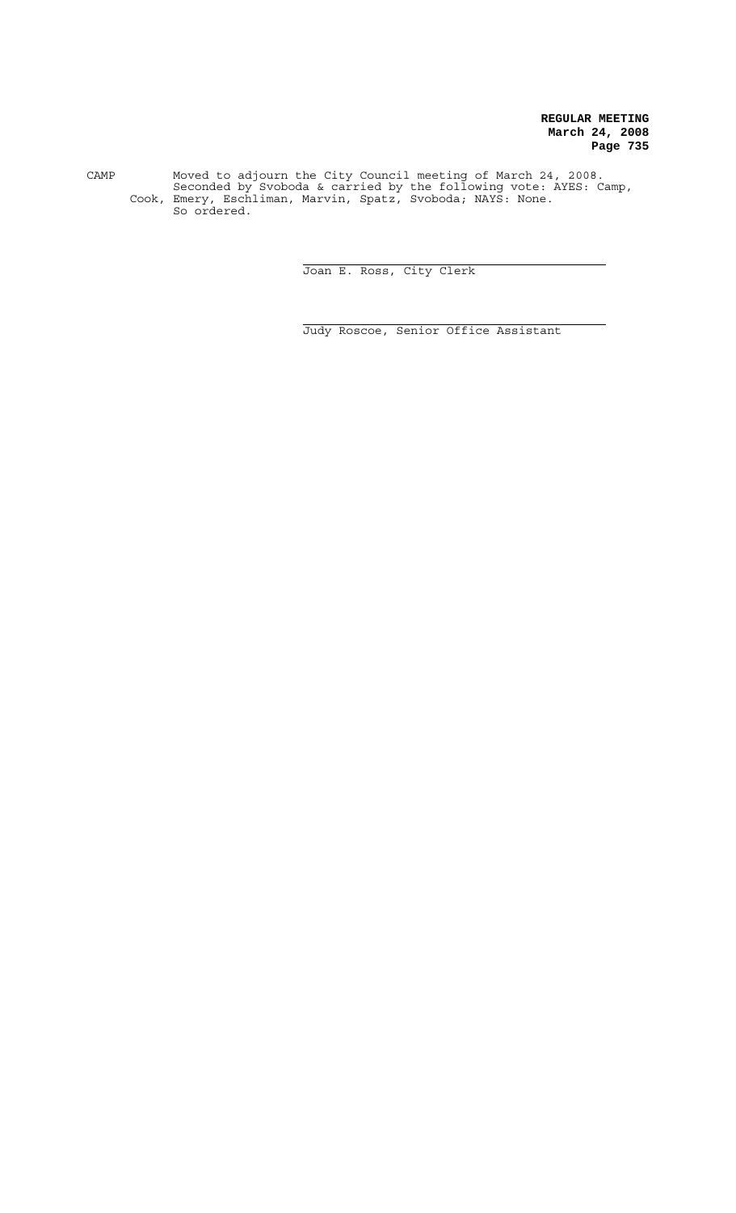CAMP Moved to adjourn the City Council meeting of March 24, 2008.
Seconded by Svoboda & carried by the following vote: AYES: Camp, Cook, Emery, Eschliman, Marvin, Spatz, Svoboda; NAYS: None.
So ordered.

Joan E. Ross, City Clerk

Judy Roscoe, Senior Office Assistant